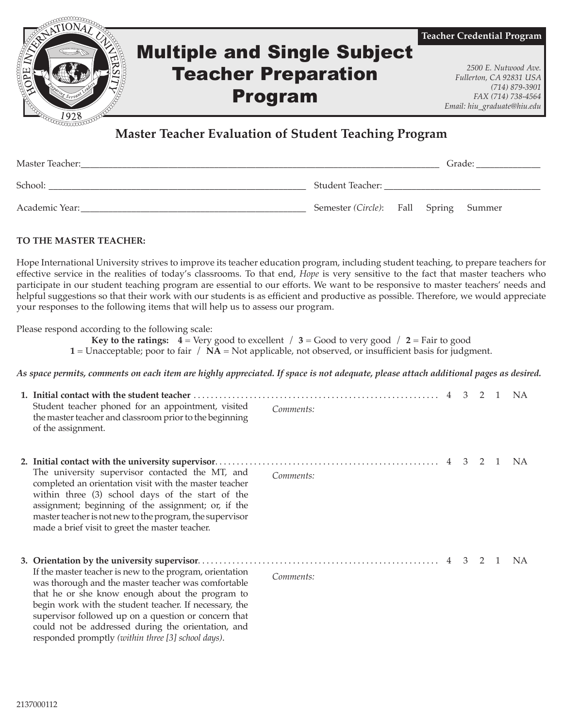Teacher Credential Program

# Multiple and Single Subject Teacher Preparation Program

*2500 E. Nutwood Ave.*
*Fullerton, CA 92831 USA*
*(714) 879-3901*
*FAX (714) 738-4564*
*Email: hiu_graduate@hiu.edu*

## Master Teacher Evaluation of Student Teaching Program

Master Teacher:______________________________________________ Grade: ____________

School: ____________________________________ Student Teacher: ______________________

Academic Year:______________________________ Semester *(Circle)*: Fall Spring Summer

**TO THE MASTER TEACHER:**

Hope International University strives to improve its teacher education program, including student teaching, to prepare teachers for effective service in the realities of today's classrooms. To that end, *Hope* is very sensitive to the fact that master teachers who participate in our student teaching program are essential to our efforts. We want to be responsive to master teachers' needs and helpful suggestions so that their work with our students is as efficient and productive as possible. Therefore, we would appreciate your responses to the following items that will help us to assess our program.

Please respond according to the following scale:

**Key to the ratings:** **4** = Very good to excellent / **3** = Good to very good / **2** = Fair to good
**1** = Unacceptable; poor to fair / **NA** = Not applicable, not observed, or insufficient basis for judgment.

***As space permits, comments on each item are highly appreciated. If space is not adequate, please attach additional pages as desired.***

1. **Initial contact with the student teacher** ........................ 4 3 2 1 NA
   Student teacher phoned for an appointment, visited the master teacher and classroom prior to the beginning of the assignment.
   *Comments:*

2. **Initial contact with the university supervisor**........................ 4 3 2 1 NA
   The university supervisor contacted the MT, and completed an orientation visit with the master teacher within three (3) school days of the start of the assignment; beginning of the assignment; or, if the master teacher is not new to the program, the supervisor made a brief visit to greet the master teacher.
   *Comments:*

3. **Orientation by the university supervisor**........................ 4 3 2 1 NA
   If the master teacher is new to the program, orientation was thorough and the master teacher was comfortable that he or she know enough about the program to begin work with the student teacher. If necessary, the supervisor followed up on a question or concern that could not be addressed during the orientation, and responded promptly *(within three [3] school days)*.
   *Comments:*

2137000112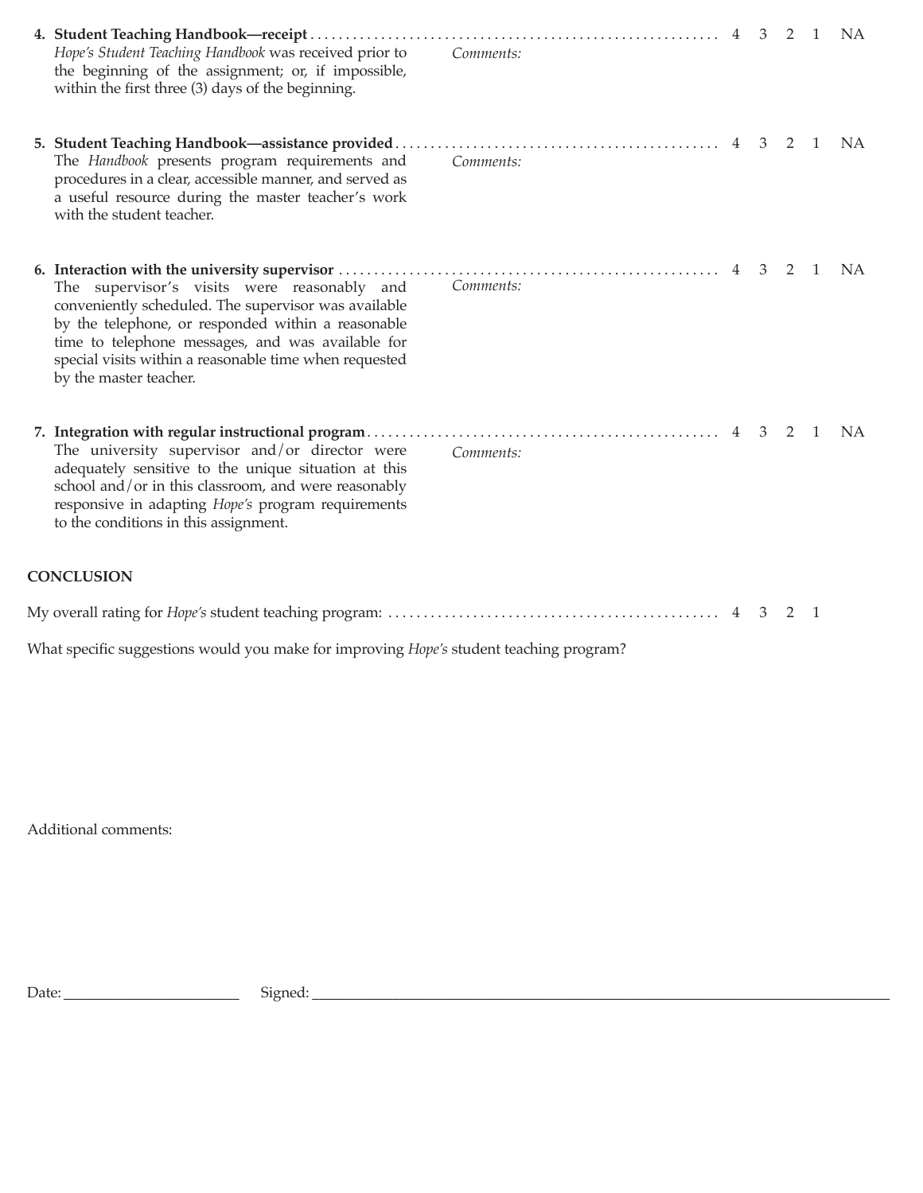4. **Student Teaching Handbook—receipt** . . . . . . . . . . . . . . . . . . . . . . . . . . . . . . . . . . . . . . . . . . . . . . . . . . . . . . . . . 4 3 2 1 NA

   *Hope's Student Teaching Handbook* was received prior to the beginning of the assignment; or, if impossible, within the first three (3) days of the beginning.

   *Comments:*

5. **Student Teaching Handbook—assistance provided** . . . . . . . . . . . . . . . . . . . . . . . . . . . . . . . . . . . . . . . . . . . . . 4 3 2 1 NA

   The *Handbook* presents program requirements and procedures in a clear, accessible manner, and served as a useful resource during the master teacher's work with the student teacher.

   *Comments:*

6. **Interaction with the university supervisor** . . . . . . . . . . . . . . . . . . . . . . . . . . . . . . . . . . . . . . . . . . . . . . . . . . . . . 4 3 2 1 NA

   The supervisor's visits were reasonably and conveniently scheduled. The supervisor was available by the telephone, or responded within a reasonable time to telephone messages, and was available for special visits within a reasonable time when requested by the master teacher.

   *Comments:*

7. **Integration with regular instructional program** . . . . . . . . . . . . . . . . . . . . . . . . . . . . . . . . . . . . . . . . . . . . . . . . . 4 3 2 1 NA

   The university supervisor and/or director were adequately sensitive to the unique situation at this school and/or in this classroom, and were reasonably responsive in adapting *Hope's* program requirements to the conditions in this assignment.

   *Comments:*

**CONCLUSION**

My overall rating for *Hope's* student teaching program: . . . . . . . . . . . . . . . . . . . . . . . . . . . . . . . . . . . . . . . . . . . . . . . 4 3 2 1

What specific suggestions would you make for improving *Hope's* student teaching program?

Additional comments:

Date: ______________________ Signed: ________________________________________________________________________